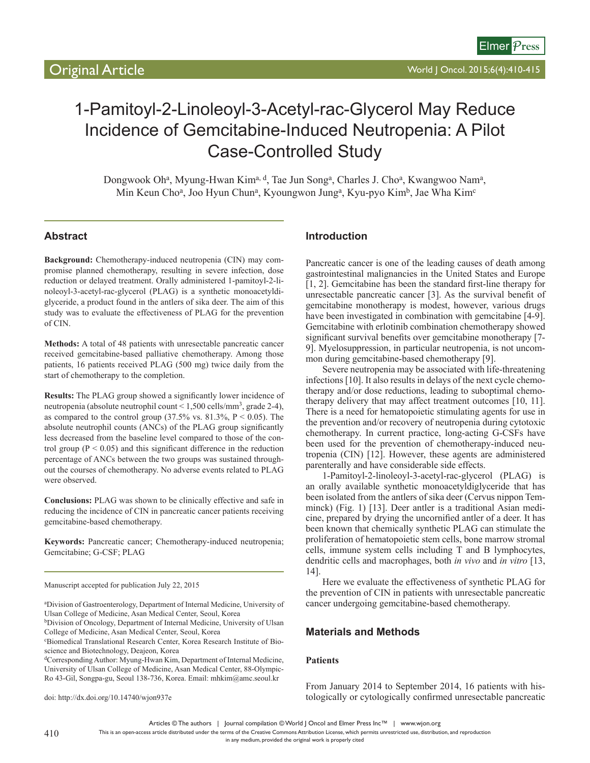# Original Article

# 1-Pamitoyl-2-Linoleoyl-3-Acetyl-rac-Glycerol May Reduce Incidence of Gemcitabine-Induced Neutropenia: A Pilot Case-Controlled Study

Dongwook Oh[a], Myung-Hwan Kim[a, d], Tae Jun Song[a], Charles J. Cho[a], Kwangwoo Nam[a], Min Keun Cho[a], Joo Hyun Chun[a], Kyoungwon Jung[a], Kyu-pyo Kim[b], Jae Wha Kim[c]

## Abstract

**Background:** Chemotherapy-induced neutropenia (CIN) may compromise planned chemotherapy, resulting in severe infection, dose reduction or delayed treatment. Orally administered 1-pamitoyl-2-linoleoyl-3-acetyl-rac-glycerol (PLAG) is a synthetic monoacetyldiglyceride, a product found in the antlers of sika deer. The aim of this study was to evaluate the effectiveness of PLAG for the prevention of CIN.

**Methods:** A total of 48 patients with unresectable pancreatic cancer received gemcitabine-based palliative chemotherapy. Among those patients, 16 patients received PLAG (500 mg) twice daily from the start of chemotherapy to the completion.

**Results:** The PLAG group showed a significantly lower incidence of neutropenia (absolute neutrophil count < 1,500 cells/mm$^3$, grade 2-4), as compared to the control group (37.5% vs. 81.3%, $P < 0.05$). The absolute neutrophil counts (ANCs) of the PLAG group significantly less decreased from the baseline level compared to those of the control group ($P < 0.05$) and this significant difference in the reduction percentage of ANCs between the two groups was sustained throughout the courses of chemotherapy. No adverse events related to PLAG were observed.

**Conclusions:** PLAG was shown to be clinically effective and safe in reducing the incidence of CIN in pancreatic cancer patients receiving gemcitabine-based chemotherapy.

**Keywords:** Pancreatic cancer; Chemotherapy-induced neutropenia; Gemcitabine; G-CSF; PLAG

Manuscript accepted for publication July 22, 2015

[a]Division of Gastroenterology, Department of Internal Medicine, University of Ulsan College of Medicine, Asan Medical Center, Seoul, Korea
[b]Division of Oncology, Department of Internal Medicine, University of Ulsan College of Medicine, Asan Medical Center, Seoul, Korea
[c]Biomedical Translational Research Center, Korea Research Institute of Bioscience and Biotechnology, Deajeon, Korea
[d]Corresponding Author: Myung-Hwan Kim, Department of Internal Medicine, University of Ulsan College of Medicine, Asan Medical Center, 88-Olympic-Ro 43-Gil, Songpa-gu, Seoul 138-736, Korea. Email: mhkim@amc.seoul.kr

doi: http://dx.doi.org/10.14740/wjon937e

## Introduction

Pancreatic cancer is one of the leading causes of death among gastrointestinal malignancies in the United States and Europe [1, 2]. Gemcitabine has been the standard first-line therapy for unresectable pancreatic cancer [3]. As the survival benefit of gemcitabine monotherapy is modest, however, various drugs have been investigated in combination with gemcitabine [4-9]. Gemcitabine with erlotinib combination chemotherapy showed significant survival benefits over gemcitabine monotherapy [7-9]. Myelosuppression, in particular neutropenia, is not uncommon during gemcitabine-based chemotherapy [9].

Severe neutropenia may be associated with life-threatening infections [10]. It also results in delays of the next cycle chemotherapy and/or dose reductions, leading to suboptimal chemotherapy delivery that may affect treatment outcomes [10, 11]. There is a need for hematopoietic stimulating agents for use in the prevention and/or recovery of neutropenia during cytotoxic chemotherapy. In current practice, long-acting G-CSFs have been used for the prevention of chemotherapy-induced neutropenia (CIN) [12]. However, these agents are administered parenterally and have considerable side effects.

1-Pamitoyl-2-linoleoyl-3-acetyl-rac-glycerol (PLAG) is an orally available synthetic monoacetyldiglyceride that has been isolated from the antlers of sika deer (Cervus nippon Temminck) (Fig. 1) [13]. Deer antler is a traditional Asian medicine, prepared by drying the uncornified antler of a deer. It has been known that chemically synthetic PLAG can stimulate the proliferation of hematopoietic stem cells, bone marrow stromal cells, immune system cells including T and B lymphocytes, dendritic cells and macrophages, both *in vivo* and *in vitro* [13, 14].

Here we evaluate the effectiveness of synthetic PLAG for the prevention of CIN in patients with unresectable pancreatic cancer undergoing gemcitabine-based chemotherapy.

## Materials and Methods

### Patients

From January 2014 to September 2014, 16 patients with histologically or cytologically confirmed unresectable pancreatic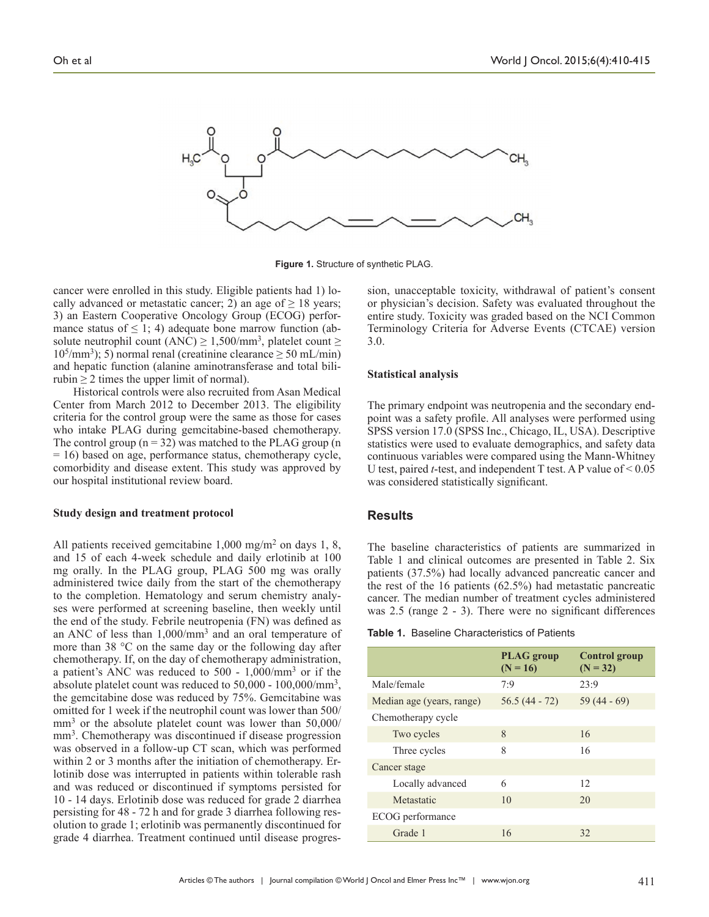**Figure 1.** Structure of synthetic PLAG.

cancer were enrolled in this study. Eligible patients had 1) locally advanced or metastatic cancer; 2) an age of ≥ 18 years; 3) an Eastern Cooperative Oncology Group (ECOG) performance status of ≤ 1; 4) adequate bone marrow function (absolute neutrophil count (ANC) ≥ 1,500/mm$^3$, platelet count ≥ $10^5$/mm$^3$); 5) normal renal (creatinine clearance ≥ 50 mL/min) and hepatic function (alanine aminotransferase and total bilirubin ≥ 2 times the upper limit of normal).

Historical controls were also recruited from Asan Medical Center from March 2012 to December 2013. The eligibility criteria for the control group were the same as those for cases who intake PLAG during gemcitabine-based chemotherapy. The control group (n = 32) was matched to the PLAG group (n = 16) based on age, performance status, chemotherapy cycle, comorbidity and disease extent. This study was approved by our hospital institutional review board.

### Study design and treatment protocol

All patients received gemcitabine 1,000 mg/m$^2$ on days 1, 8, and 15 of each 4-week schedule and daily erlotinib at 100 mg orally. In the PLAG group, PLAG 500 mg was orally administered twice daily from the start of the chemotherapy to the completion. Hematology and serum chemistry analyses were performed at screening baseline, then weekly until the end of the study. Febrile neutropenia (FN) was defined as an ANC of less than 1,000/mm$^3$ and an oral temperature of more than 38 °C on the same day or the following day after chemotherapy. If, on the day of chemotherapy administration, a patient's ANC was reduced to 500 - 1,000/mm$^3$ or if the absolute platelet count was reduced to 50,000 - 100,000/mm$^3$, the gemcitabine dose was reduced by 75%. Gemcitabine was omitted for 1 week if the neutrophil count was lower than 500/mm$^3$ or the absolute platelet count was lower than 50,000/mm$^3$. Chemotherapy was discontinued if disease progression was observed in a follow-up CT scan, which was performed within 2 or 3 months after the initiation of chemotherapy. Erlotinib dose was interrupted in patients within tolerable rash and was reduced or discontinued if symptoms persisted for 10 - 14 days. Erlotinib dose was reduced for grade 2 diarrhea persisting for 48 - 72 h and for grade 3 diarrhea following resolution to grade 1; erlotinib was permanently discontinued for grade 4 diarrhea. Treatment continued until disease progression, unacceptable toxicity, withdrawal of patient's consent or physician's decision. Safety was evaluated throughout the entire study. Toxicity was graded based on the NCI Common Terminology Criteria for Adverse Events (CTCAE) version 3.0.

### Statistical analysis

The primary endpoint was neutropenia and the secondary endpoint was a safety profile. All analyses were performed using SPSS version 17.0 (SPSS Inc., Chicago, IL, USA). Descriptive statistics were used to evaluate demographics, and safety data continuous variables were compared using the Mann-Whitney U test, paired *t*-test, and independent T test. A P value of < 0.05 was considered statistically significant.

## Results

The baseline characteristics of patients are summarized in Table 1 and clinical outcomes are presented in Table 2. Six patients (37.5%) had locally advanced pancreatic cancer and the rest of the 16 patients (62.5%) had metastatic pancreatic cancer. The median number of treatment cycles administered was 2.5 (range 2 - 3). There were no significant differences

**Table 1.** Baseline Characteristics of Patients

| | PLAG group (N = 16) | Control group (N = 32) |
|---|---|---|
| Male/female | 7:9 | 23:9 |
| Median age (years, range) | 56.5 (44 - 72) | 59 (44 - 69) |
| Chemotherapy cycle | | |
| Two cycles | 8 | 16 |
| Three cycles | 8 | 16 |
| Cancer stage | | |
| Locally advanced | 6 | 12 |
| Metastatic | 10 | 20 |
| ECOG performance | | |
| Grade 1 | 16 | 32 |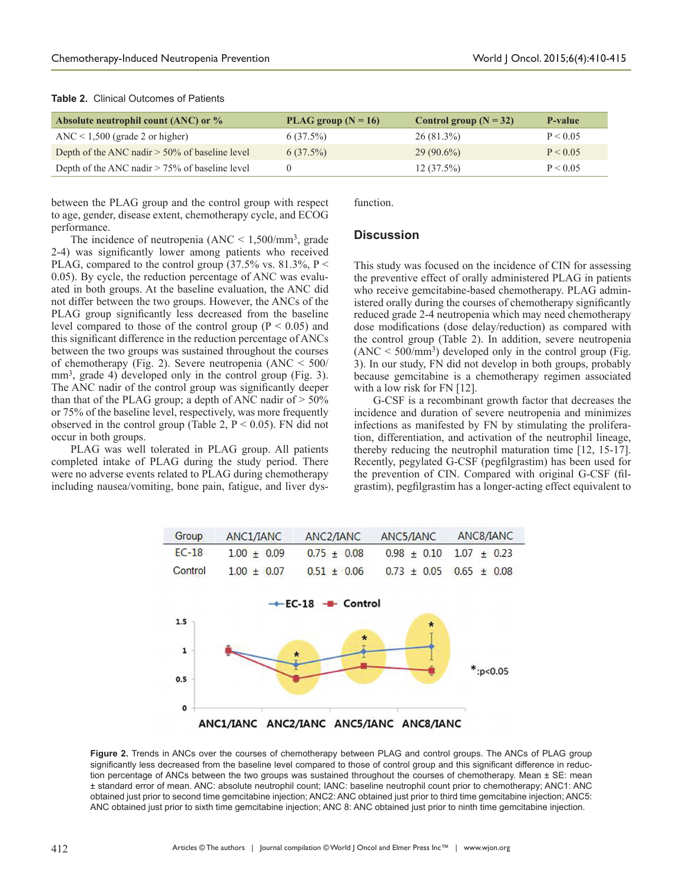**Table 2.** Clinical Outcomes of Patients

| Absolute neutrophil count (ANC) or % | PLAG group (N = 16) | Control group (N = 32) | P-value |
|---|---|---|---|
| ANC < 1,500 (grade 2 or higher) | 6 (37.5%) | 26 (81.3%) | P < 0.05 |
| Depth of the ANC nadir > 50% of baseline level | 6 (37.5%) | 29 (90.6%) | P < 0.05 |
| Depth of the ANC nadir > 75% of baseline level | 0 | 12 (37.5%) | P < 0.05 |

between the PLAG group and the control group with respect to age, gender, disease extent, chemotherapy cycle, and ECOG performance.

The incidence of neutropenia (ANC < 1,500/mm$^3$, grade 2-4) was significantly lower among patients who received PLAG, compared to the control group (37.5% vs. 81.3%, $P < 0.05$). By cycle, the reduction percentage of ANC was evaluated in both groups. At the baseline evaluation, the ANC did not differ between the two groups. However, the ANCs of the PLAG group significantly less decreased from the baseline level compared to those of the control group ($P < 0.05$) and this significant difference in the reduction percentage of ANCs between the two groups was sustained throughout the courses of chemotherapy (Fig. 2). Severe neutropenia (ANC < 500/mm$^3$, grade 4) developed only in the control group (Fig. 3). The ANC nadir of the control group was significantly deeper than that of the PLAG group; a depth of ANC nadir of > 50% or 75% of the baseline level, respectively, was more frequently observed in the control group (Table 2, $P < 0.05$). FN did not occur in both groups.

PLAG was well tolerated in PLAG group. All patients completed intake of PLAG during the study period. There were no adverse events related to PLAG during chemotherapy including nausea/vomiting, bone pain, fatigue, and liver dysfunction.

## Discussion

This study was focused on the incidence of CIN for assessing the preventive effect of orally administered PLAG in patients who receive gemcitabine-based chemotherapy. PLAG administered orally during the courses of chemotherapy significantly reduced grade 2-4 neutropenia which may need chemotherapy dose modifications (dose delay/reduction) as compared with the control group (Table 2). In addition, severe neutropenia (ANC < 500/mm$^3$) developed only in the control group (Fig. 3). In our study, FN did not develop in both groups, probably because gemcitabine is a chemotherapy regimen associated with a low risk for FN [12].

G-CSF is a recombinant growth factor that decreases the incidence and duration of severe neutropenia and minimizes infections as manifested by FN by stimulating the proliferation, differentiation, and activation of the neutrophil lineage, thereby reducing the neutrophil maturation time [12, 15-17]. Recently, pegylated G-CSF (pegfilgrastim) has been used for the prevention of CIN. Compared with original G-CSF (filgrastim), pegfilgrastim has a longer-acting effect equivalent to

| Group | ANC1/IANC | ANC2/IANC | ANC5/IANC | ANC8/IANC |
|---|---|---|---|---|
| EC-18 | 1.00 ± 0.09 | 0.75 ± 0.08 | 0.98 ± 0.10 | 1.07 ± 0.23 |
| Control | 1.00 ± 0.07 | 0.51 ± 0.06 | 0.73 ± 0.05 | 0.65 ± 0.08 |

**Figure 2.** Trends in ANCs over the courses of chemotherapy between PLAG and control groups. The ANCs of PLAG group significantly less decreased from the baseline level compared to those of control group and this significant difference in reduction percentage of ANCs between the two groups was sustained throughout the courses of chemotherapy. Mean ± SE: mean ± standard error of mean. ANC: absolute neutrophil count; IANC: baseline neutrophil count prior to chemotherapy; ANC1: ANC obtained just prior to second time gemcitabine injection; ANC2: ANC obtained just prior to third time gemcitabine injection; ANC5: ANC obtained just prior to sixth time gemcitabine injection; ANC 8: ANC obtained just prior to ninth time gemcitabine injection.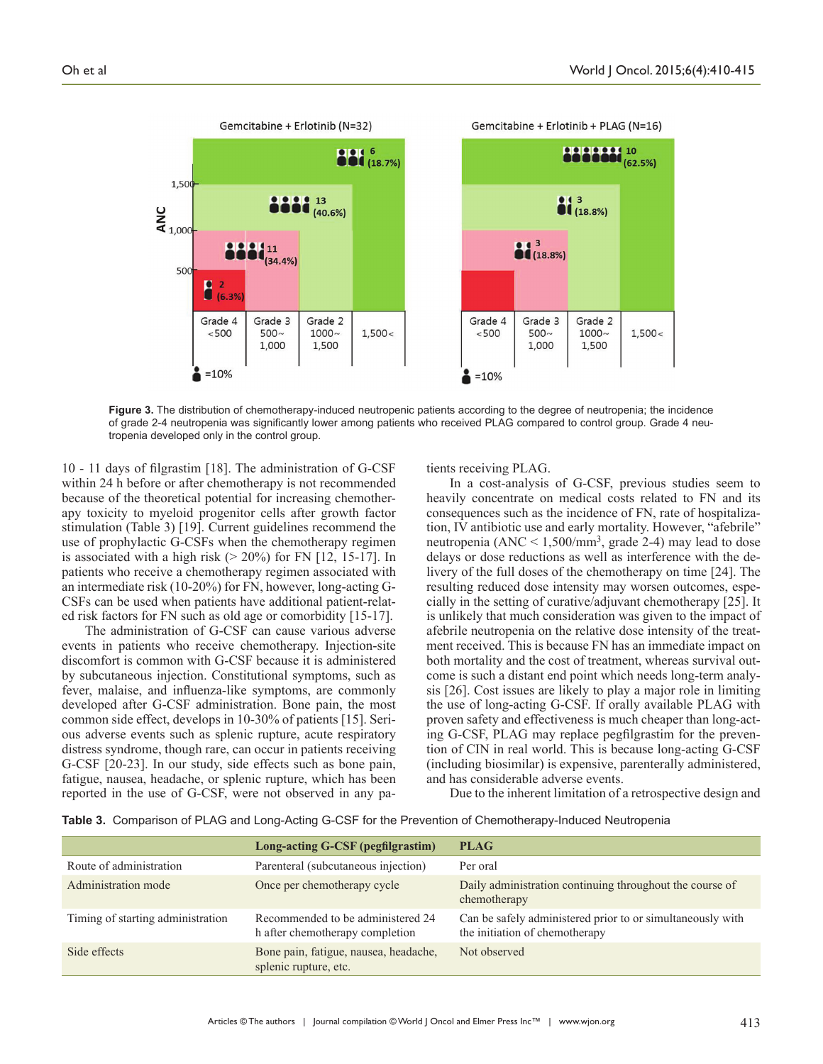Figure 3. The distribution of chemotherapy-induced neutropenic patients according to the degree of neutropenia; the incidence of grade 2-4 neutropenia was significantly lower among patients who received PLAG compared to control group. Grade 4 neutropenia developed only in the control group.

10 - 11 days of filgrastim [18]. The administration of G-CSF within 24 h before or after chemotherapy is not recommended because of the theoretical potential for increasing chemotherapy toxicity to myeloid progenitor cells after growth factor stimulation (Table 3) [19]. Current guidelines recommend the use of prophylactic G-CSFs when the chemotherapy regimen is associated with a high risk (> 20%) for FN [12, 15-17]. In patients who receive a chemotherapy regimen associated with an intermediate risk (10-20%) for FN, however, long-acting G-CSFs can be used when patients have additional patient-related risk factors for FN such as old age or comorbidity [15-17].

The administration of G-CSF can cause various adverse events in patients who receive chemotherapy. Injection-site discomfort is common with G-CSF because it is administered by subcutaneous injection. Constitutional symptoms, such as fever, malaise, and influenza-like symptoms, are commonly developed after G-CSF administration. Bone pain, the most common side effect, develops in 10-30% of patients [15]. Serious adverse events such as splenic rupture, acute respiratory distress syndrome, though rare, can occur in patients receiving G-CSF [20-23]. In our study, side effects such as bone pain, fatigue, nausea, headache, or splenic rupture, which has been reported in the use of G-CSF, were not observed in any patients receiving PLAG.

In a cost-analysis of G-CSF, previous studies seem to heavily concentrate on medical costs related to FN and its consequences such as the incidence of FN, rate of hospitalization, IV antibiotic use and early mortality. However, "afebrile" neutropenia (ANC < 1,500/mm$^3$, grade 2-4) may lead to dose delays or dose reductions as well as interference with the delivery of the full doses of the chemotherapy on time [24]. The resulting reduced dose intensity may worsen outcomes, especially in the setting of curative/adjuvant chemotherapy [25]. It is unlikely that much consideration was given to the impact of afebrile neutropenia on the relative dose intensity of the treatment received. This is because FN has an immediate impact on both mortality and the cost of treatment, whereas survival outcome is such a distant end point which needs long-term analysis [26]. Cost issues are likely to play a major role in limiting the use of long-acting G-CSF. If orally available PLAG with proven safety and effectiveness is much cheaper than long-acting G-CSF, PLAG may replace pegfilgrastim for the prevention of CIN in real world. This is because long-acting G-CSF (including biosimilar) is expensive, parenterally administered, and has considerable adverse events.

Due to the inherent limitation of a retrospective design and

**Table 3.** Comparison of PLAG and Long-Acting G-CSF for the Prevention of Chemotherapy-Induced Neutropenia

| | Long-acting G-CSF (pegfilgrastim) | PLAG |
|---|---|---|
| Route of administration | Parenteral (subcutaneous injection) | Per oral |
| Administration mode | Once per chemotherapy cycle | Daily administration continuing throughout the course of chemotherapy |
| Timing of starting administration | Recommended to be administered 24 h after chemotherapy completion | Can be safely administered prior to or simultaneously with the initiation of chemotherapy |
| Side effects | Bone pain, fatigue, nausea, headache, splenic rupture, etc. | Not observed |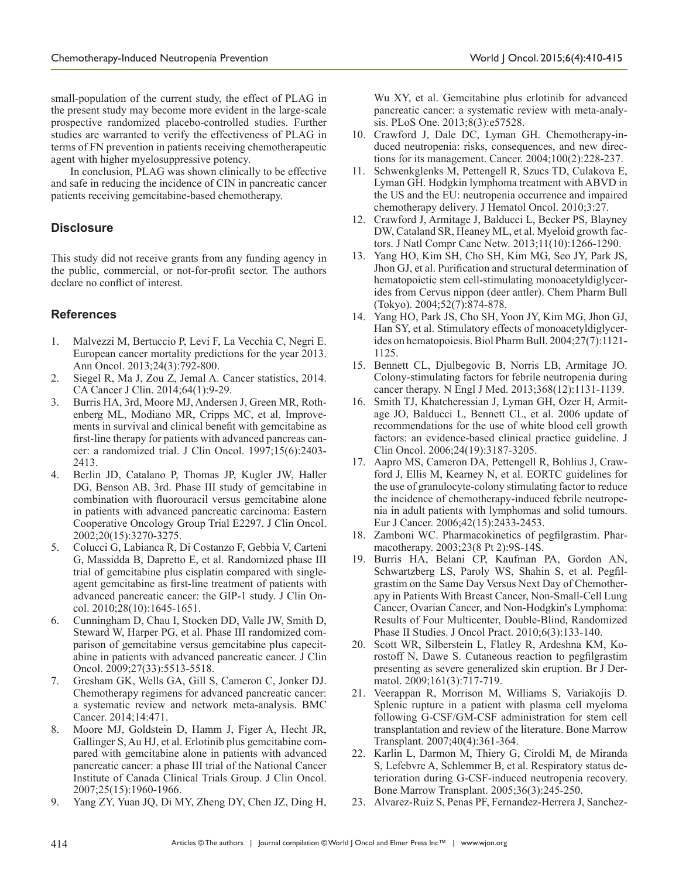small-population of the current study, the effect of PLAG in the present study may become more evident in the large-scale prospective randomized placebo-controlled studies. Further studies are warranted to verify the effectiveness of PLAG in terms of FN prevention in patients receiving chemotherapeutic agent with higher myelosuppressive potency.

In conclusion, PLAG was shown clinically to be effective and safe in reducing the incidence of CIN in pancreatic cancer patients receiving gemcitabine-based chemotherapy.

## Disclosure

This study did not receive grants from any funding agency in the public, commercial, or not-for-profit sector. The authors declare no conflict of interest.

## References

1. Malvezzi M, Bertuccio P, Levi F, La Vecchia C, Negri E. European cancer mortality predictions for the year 2013. Ann Oncol. 2013;24(3):792-800.
2. Siegel R, Ma J, Zou Z, Jemal A. Cancer statistics, 2014. CA Cancer J Clin. 2014;64(1):9-29.
3. Burris HA, 3rd, Moore MJ, Andersen J, Green MR, Rothenberg ML, Modiano MR, Cripps MC, et al. Improvements in survival and clinical benefit with gemcitabine as first-line therapy for patients with advanced pancreas cancer: a randomized trial. J Clin Oncol. 1997;15(6):2403-2413.
4. Berlin JD, Catalano P, Thomas JP, Kugler JW, Haller DG, Benson AB, 3rd. Phase III study of gemcitabine in combination with fluorouracil versus gemcitabine alone in patients with advanced pancreatic carcinoma: Eastern Cooperative Oncology Group Trial E2297. J Clin Oncol. 2002;20(15):3270-3275.
5. Colucci G, Labianca R, Di Costanzo F, Gebbia V, Carteni G, Massidda B, Dapretto E, et al. Randomized phase III trial of gemcitabine plus cisplatin compared with single-agent gemcitabine as first-line treatment of patients with advanced pancreatic cancer: the GIP-1 study. J Clin Oncol. 2010;28(10):1645-1651.
6. Cunningham D, Chau I, Stocken DD, Valle JW, Smith D, Steward W, Harper PG, et al. Phase III randomized comparison of gemcitabine versus gemcitabine plus capecitabine in patients with advanced pancreatic cancer. J Clin Oncol. 2009;27(33):5513-5518.
7. Gresham GK, Wells GA, Gill S, Cameron C, Jonker DJ. Chemotherapy regimens for advanced pancreatic cancer: a systematic review and network meta-analysis. BMC Cancer. 2014;14:471.
8. Moore MJ, Goldstein D, Hamm J, Figer A, Hecht JR, Gallinger S, Au HJ, et al. Erlotinib plus gemcitabine compared with gemcitabine alone in patients with advanced pancreatic cancer: a phase III trial of the National Cancer Institute of Canada Clinical Trials Group. J Clin Oncol. 2007;25(15):1960-1966.
9. Yang ZY, Yuan JQ, Di MY, Zheng DY, Chen JZ, Ding H, Wu XY, et al. Gemcitabine plus erlotinib for advanced pancreatic cancer: a systematic review with meta-analysis. PLoS One. 2013;8(3):e57528.
10. Crawford J, Dale DC, Lyman GH. Chemotherapy-induced neutropenia: risks, consequences, and new directions for its management. Cancer. 2004;100(2):228-237.
11. Schwenkglenks M, Pettengell R, Szucs TD, Culakova E, Lyman GH. Hodgkin lymphoma treatment with ABVD in the US and the EU: neutropenia occurrence and impaired chemotherapy delivery. J Hematol Oncol. 2010;3:27.
12. Crawford J, Armitage J, Balducci L, Becker PS, Blayney DW, Cataland SR, Heaney ML, et al. Myeloid growth factors. J Natl Compr Canc Netw. 2013;11(10):1266-1290.
13. Yang HO, Kim SH, Cho SH, Kim MG, Seo JY, Park JS, Jhon GJ, et al. Purification and structural determination of hematopoietic stem cell-stimulating monoacetyldiglycerides from Cervus nippon (deer antler). Chem Pharm Bull (Tokyo). 2004;52(7):874-878.
14. Yang HO, Park JS, Cho SH, Yoon JY, Kim MG, Jhon GJ, Han SY, et al. Stimulatory effects of monoacetyldiglycerides on hematopoiesis. Biol Pharm Bull. 2004;27(7):1121-1125.
15. Bennett CL, Djulbegovic B, Norris LB, Armitage JO. Colony-stimulating factors for febrile neutropenia during cancer therapy. N Engl J Med. 2013;368(12):1131-1139.
16. Smith TJ, Khatcheressian J, Lyman GH, Ozer H, Armitage JO, Balducci L, Bennett CL, et al. 2006 update of recommendations for the use of white blood cell growth factors: an evidence-based clinical practice guideline. J Clin Oncol. 2006;24(19):3187-3205.
17. Aapro MS, Cameron DA, Pettengell R, Bohlius J, Crawford J, Ellis M, Kearney N, et al. EORTC guidelines for the use of granulocyte-colony stimulating factor to reduce the incidence of chemotherapy-induced febrile neutropenia in adult patients with lymphomas and solid tumours. Eur J Cancer. 2006;42(15):2433-2453.
18. Zamboni WC. Pharmacokinetics of pegfilgrastim. Pharmacotherapy. 2003;23(8 Pt 2):9S-14S.
19. Burris HA, Belani CP, Kaufman PA, Gordon AN, Schwartzberg LS, Paroly WS, Shahin S, et al. Pegfilgrastim on the Same Day Versus Next Day of Chemotherapy in Patients With Breast Cancer, Non-Small-Cell Lung Cancer, Ovarian Cancer, and Non-Hodgkin's Lymphoma: Results of Four Multicenter, Double-Blind, Randomized Phase II Studies. J Oncol Pract. 2010;6(3):133-140.
20. Scott WR, Silberstein L, Flatley R, Ardeshna KM, Korostoff N, Dawe S. Cutaneous reaction to pegfilgrastim presenting as severe generalized skin eruption. Br J Dermatol. 2009;161(3):717-719.
21. Veerappan R, Morrison M, Williams S, Variakojis D. Splenic rupture in a patient with plasma cell myeloma following G-CSF/GM-CSF administration for stem cell transplantation and review of the literature. Bone Marrow Transplant. 2007;40(4):361-364.
22. Karlin L, Darmon M, Thiery G, Ciroldi M, de Miranda S, Lefebvre A, Schlemmer B, et al. Respiratory status deterioration during G-CSF-induced neutropenia recovery. Bone Marrow Transplant. 2005;36(3):245-250.
23. Alvarez-Ruiz S, Penas PF, Fernandez-Herrera J, Sanchez-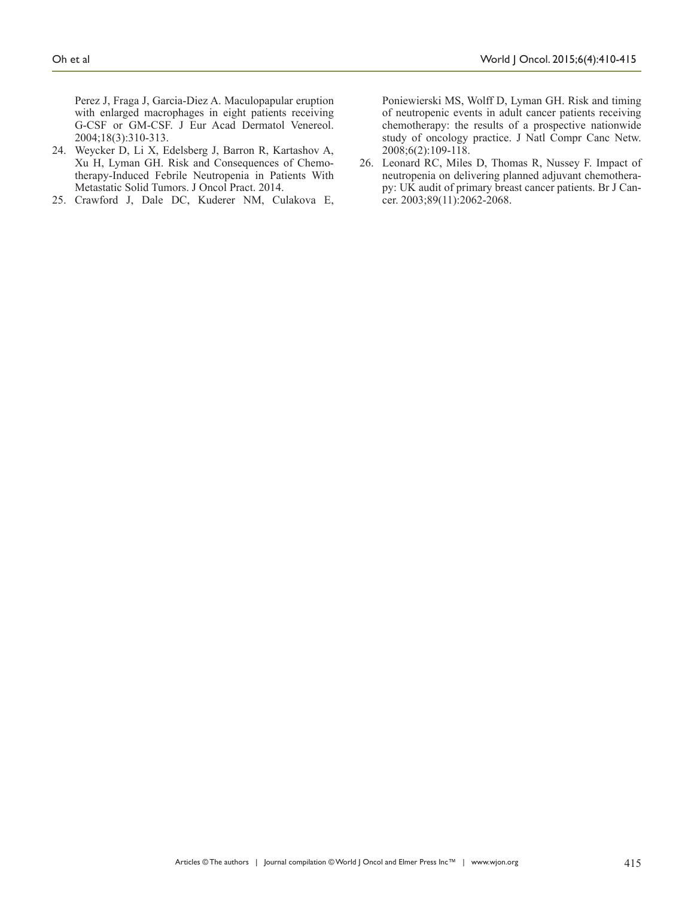Perez J, Fraga J, Garcia-Diez A. Maculopapular eruption with enlarged macrophages in eight patients receiving G-CSF or GM-CSF. J Eur Acad Dermatol Venereol. 2004;18(3):310-313.

24. Weycker D, Li X, Edelsberg J, Barron R, Kartashov A, Xu H, Lyman GH. Risk and Consequences of Chemotherapy-Induced Febrile Neutropenia in Patients With Metastatic Solid Tumors. J Oncol Pract. 2014.
25. Crawford J, Dale DC, Kuderer NM, Culakova E, Poniewierski MS, Wolff D, Lyman GH. Risk and timing of neutropenic events in adult cancer patients receiving chemotherapy: the results of a prospective nationwide study of oncology practice. J Natl Compr Canc Netw. 2008;6(2):109-118.
26. Leonard RC, Miles D, Thomas R, Nussey F. Impact of neutropenia on delivering planned adjuvant chemotherapy: UK audit of primary breast cancer patients. Br J Cancer. 2003;89(11):2062-2068.